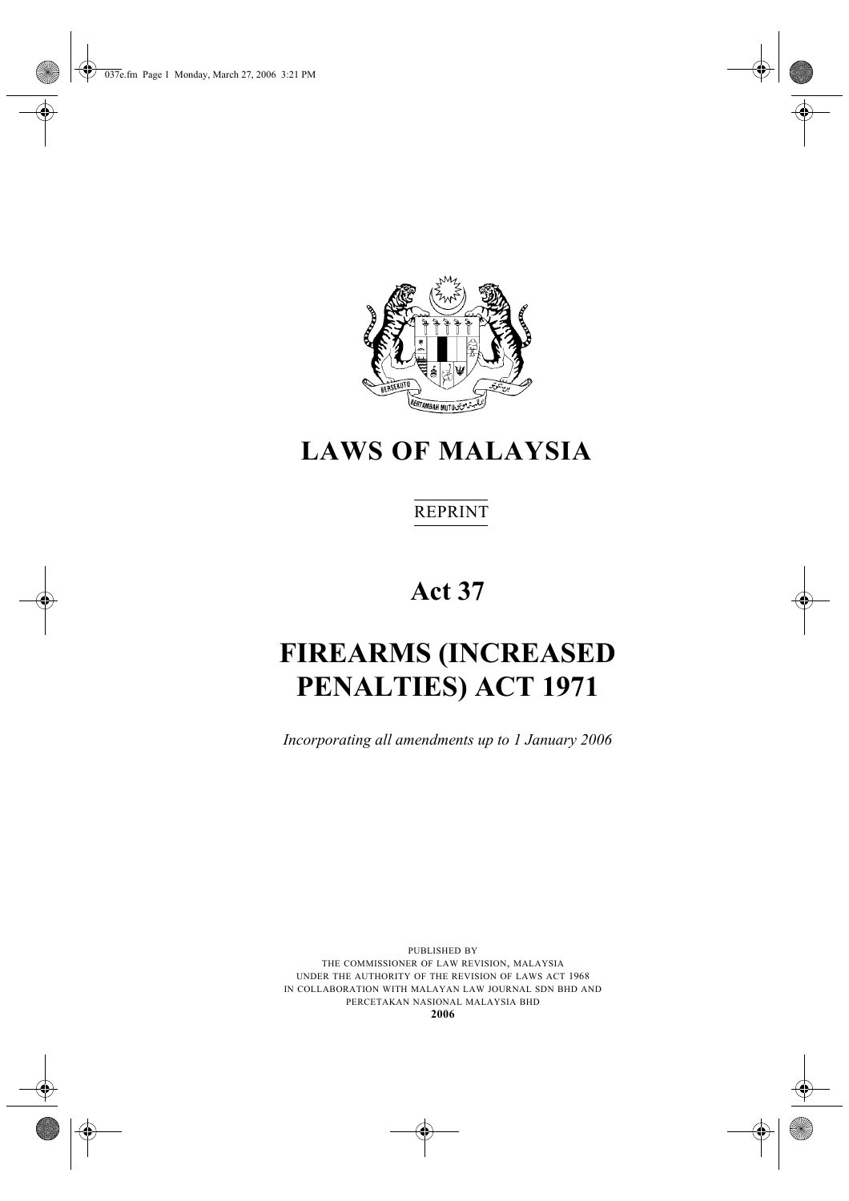# LAWS OF MALAYSIA

REPRINT

## Act 37

# FIREARMS (INCREASED PENALTIES) ACT 1971

*Incorporating all amendments up to 1 January 2006*

PUBLISHED BY
THE COMMISSIONER OF LAW REVISION, MALAYSIA
UNDER THE AUTHORITY OF THE REVISION OF LAWS ACT 1968
IN COLLABORATION WITH MALAYAN LAW JOURNAL SDN BHD AND
PERCETAKAN NASIONAL MALAYSIA BHD
**2006**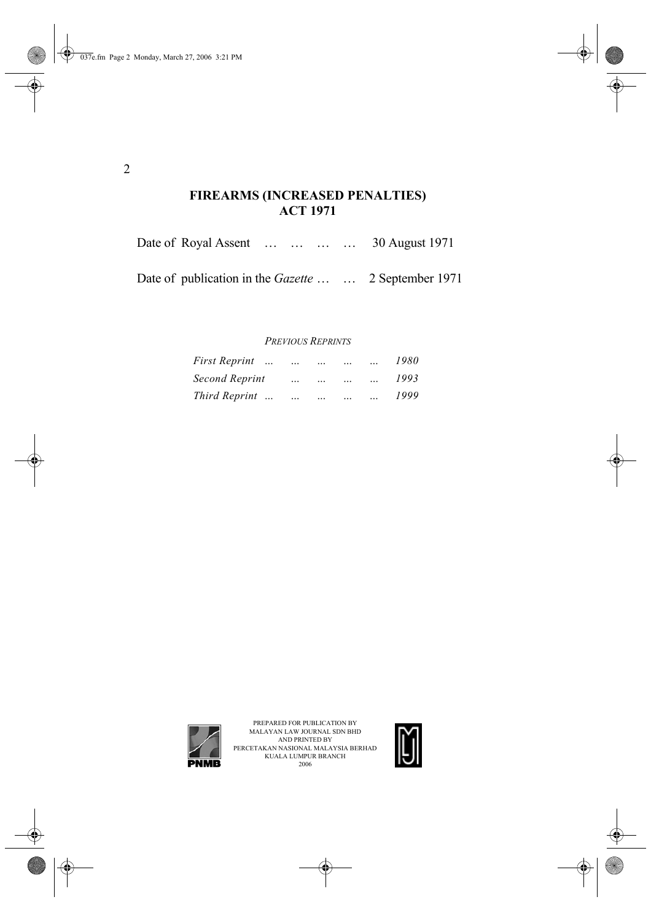# FIREARMS (INCREASED PENALTIES) ACT 1971

Date of Royal Assent … … … … 30 August 1971

Date of publication in the *Gazette* … … 2 September 1971

*PREVIOUS REPRINTS*

*First Reprint ... ... ... ... ... 1980*

*Second Reprint ... ... ... ... 1993*

*Third Reprint ... ... ... ... ... 1999*

PREPARED FOR PUBLICATION BY
MALAYAN LAW JOURNAL SDN BHD
AND PRINTED BY
PERCETAKAN NASIONAL MALAYSIA BERHAD
KUALA LUMPUR BRANCH
2006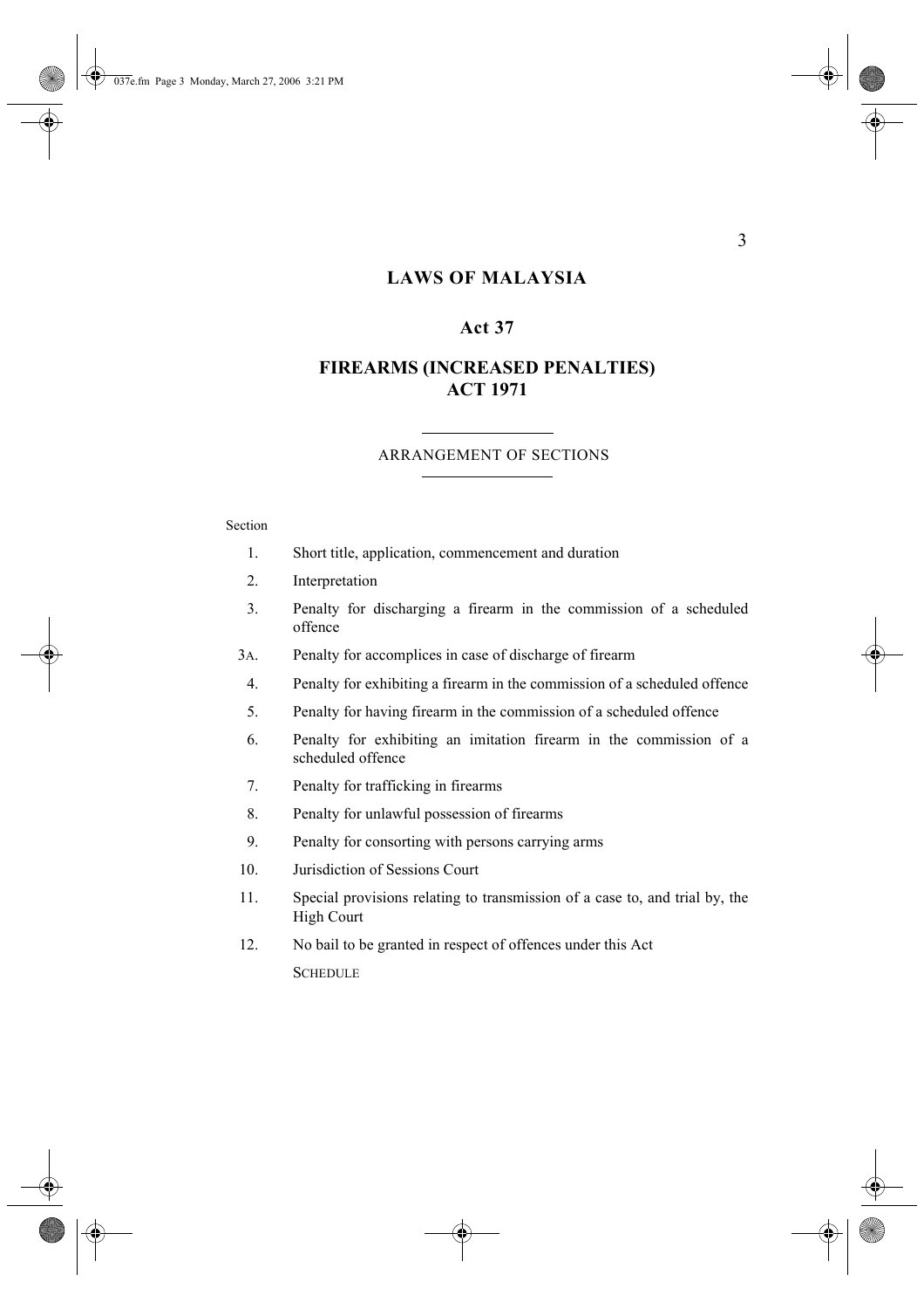# LAWS OF MALAYSIA

## Act 37

## FIREARMS (INCREASED PENALTIES) ACT 1971

ARRANGEMENT OF SECTIONS

Section

1. Short title, application, commencement and duration
2. Interpretation
3. Penalty for discharging a firearm in the commission of a scheduled offence

3A. Penalty for accomplices in case of discharge of firearm

4. Penalty for exhibiting a firearm in the commission of a scheduled offence
5. Penalty for having firearm in the commission of a scheduled offence
6. Penalty for exhibiting an imitation firearm in the commission of a scheduled offence
7. Penalty for trafficking in firearms
8. Penalty for unlawful possession of firearms
9. Penalty for consorting with persons carrying arms
10. Jurisdiction of Sessions Court
11. Special provisions relating to transmission of a case to, and trial by, the High Court
12. No bail to be granted in respect of offences under this Act

SCHEDULE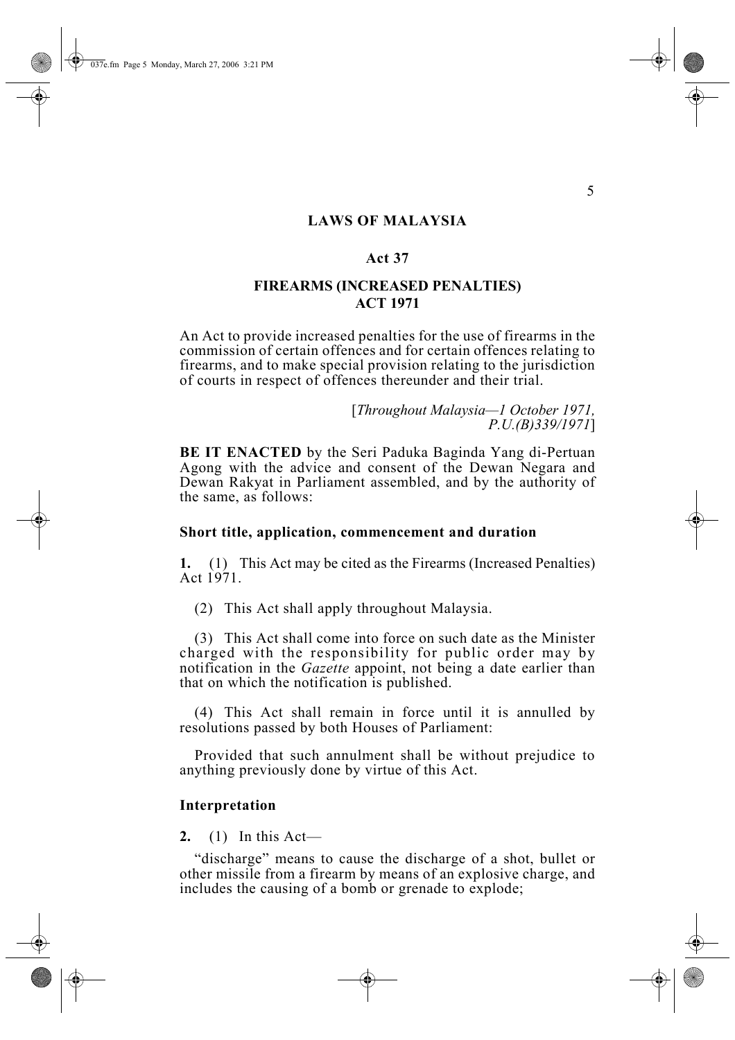# LAWS OF MALAYSIA

## Act 37

## FIREARMS (INCREASED PENALTIES) ACT 1971

An Act to provide increased penalties for the use of firearms in the commission of certain offences and for certain offences relating to firearms, and to make special provision relating to the jurisdiction of courts in respect of offences thereunder and their trial.

[*Throughout Malaysia—1 October 1971, P.U.(B)339/1971*]

**BE IT ENACTED** by the Seri Paduka Baginda Yang di-Pertuan Agong with the advice and consent of the Dewan Negara and Dewan Rakyat in Parliament assembled, and by the authority of the same, as follows:

### Short title, application, commencement and duration

**1.** (1) This Act may be cited as the Firearms (Increased Penalties) Act 1971.

(2) This Act shall apply throughout Malaysia.

(3) This Act shall come into force on such date as the Minister charged with the responsibility for public order may by notification in the *Gazette* appoint, not being a date earlier than that on which the notification is published.

(4) This Act shall remain in force until it is annulled by resolutions passed by both Houses of Parliament:

Provided that such annulment shall be without prejudice to anything previously done by virtue of this Act.

### Interpretation

**2.** (1) In this Act—

"discharge" means to cause the discharge of a shot, bullet or other missile from a firearm by means of an explosive charge, and includes the causing of a bomb or grenade to explode;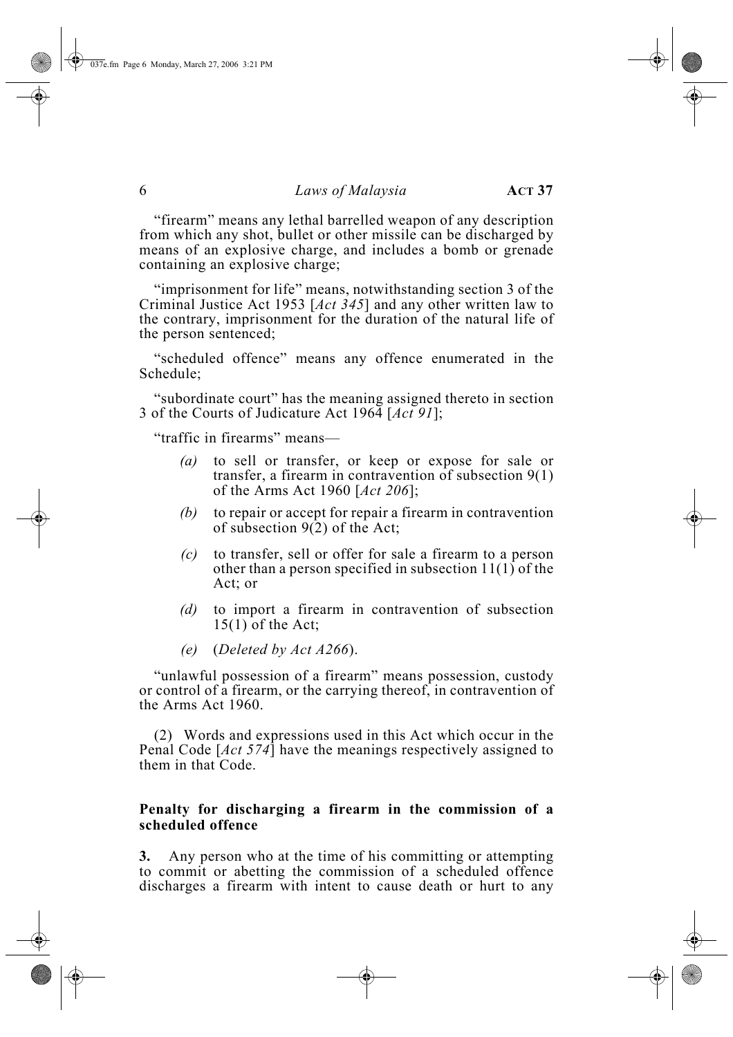"firearm" means any lethal barrelled weapon of any description from which any shot, bullet or other missile can be discharged by means of an explosive charge, and includes a bomb or grenade containing an explosive charge;

"imprisonment for life" means, notwithstanding section 3 of the Criminal Justice Act 1953 [*Act 345*] and any other written law to the contrary, imprisonment for the duration of the natural life of the person sentenced;

"scheduled offence" means any offence enumerated in the Schedule;

"subordinate court" has the meaning assigned thereto in section 3 of the Courts of Judicature Act 1964 [*Act 91*];

"traffic in firearms" means—

*(a)* to sell or transfer, or keep or expose for sale or transfer, a firearm in contravention of subsection 9(1) of the Arms Act 1960 [*Act 206*];

*(b)* to repair or accept for repair a firearm in contravention of subsection 9(2) of the Act;

*(c)* to transfer, sell or offer for sale a firearm to a person other than a person specified in subsection 11(1) of the Act; or

*(d)* to import a firearm in contravention of subsection 15(1) of the Act;

*(e)* (*Deleted by Act A266*).

"unlawful possession of a firearm" means possession, custody or control of a firearm, or the carrying thereof, in contravention of the Arms Act 1960.

(2) Words and expressions used in this Act which occur in the Penal Code [*Act 574*] have the meanings respectively assigned to them in that Code.

**Penalty for discharging a firearm in the commission of a scheduled offence**

**3.** Any person who at the time of his committing or attempting to commit or abetting the commission of a scheduled offence discharges a firearm with intent to cause death or hurt to any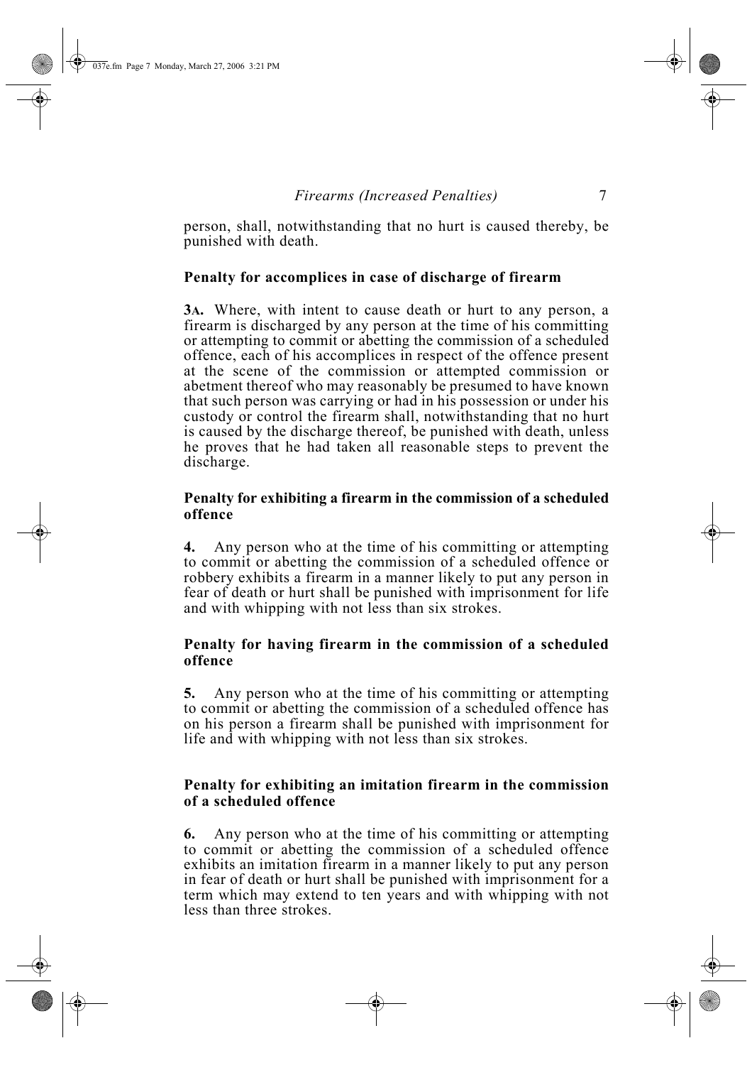person, shall, notwithstanding that no hurt is caused thereby, be punished with death.

**Penalty for accomplices in case of discharge of firearm**

**3A.** Where, with intent to cause death or hurt to any person, a firearm is discharged by any person at the time of his committing or attempting to commit or abetting the commission of a scheduled offence, each of his accomplices in respect of the offence present at the scene of the commission or attempted commission or abetment thereof who may reasonably be presumed to have known that such person was carrying or had in his possession or under his custody or control the firearm shall, notwithstanding that no hurt is caused by the discharge thereof, be punished with death, unless he proves that he had taken all reasonable steps to prevent the discharge.

**Penalty for exhibiting a firearm in the commission of a scheduled offence**

**4.** Any person who at the time of his committing or attempting to commit or abetting the commission of a scheduled offence or robbery exhibits a firearm in a manner likely to put any person in fear of death or hurt shall be punished with imprisonment for life and with whipping with not less than six strokes.

**Penalty for having firearm in the commission of a scheduled offence**

**5.** Any person who at the time of his committing or attempting to commit or abetting the commission of a scheduled offence has on his person a firearm shall be punished with imprisonment for life and with whipping with not less than six strokes.

**Penalty for exhibiting an imitation firearm in the commission of a scheduled offence**

**6.** Any person who at the time of his committing or attempting to commit or abetting the commission of a scheduled offence exhibits an imitation firearm in a manner likely to put any person in fear of death or hurt shall be punished with imprisonment for a term which may extend to ten years and with whipping with not less than three strokes.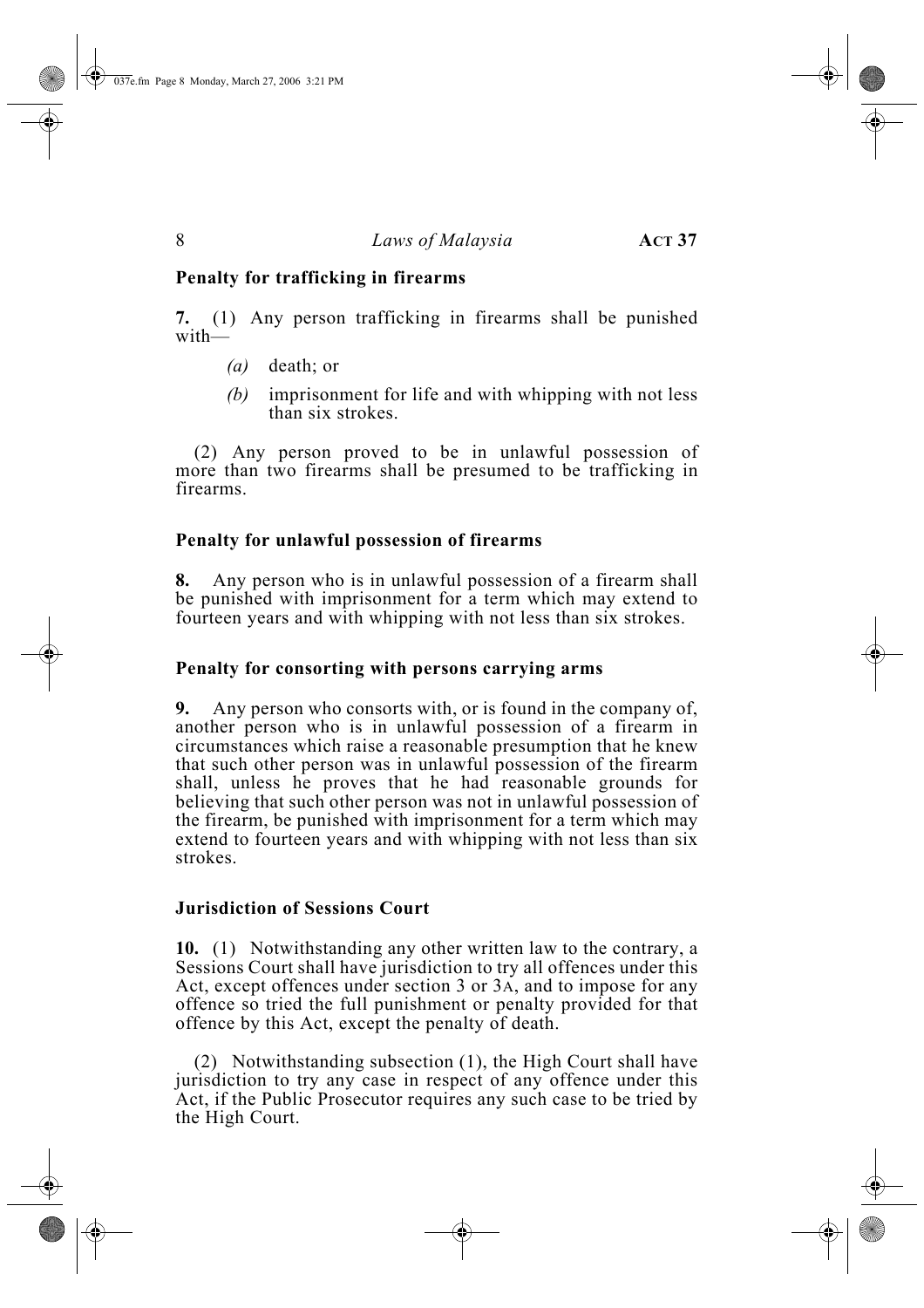### Penalty for trafficking in firearms

**7.** (1) Any person trafficking in firearms shall be punished with—

- *(a)* death; or
- *(b)* imprisonment for life and with whipping with not less than six strokes.

(2) Any person proved to be in unlawful possession of more than two firearms shall be presumed to be trafficking in firearms.

### Penalty for unlawful possession of firearms

**8.** Any person who is in unlawful possession of a firearm shall be punished with imprisonment for a term which may extend to fourteen years and with whipping with not less than six strokes.

### Penalty for consorting with persons carrying arms

**9.** Any person who consorts with, or is found in the company of, another person who is in unlawful possession of a firearm in circumstances which raise a reasonable presumption that he knew that such other person was in unlawful possession of the firearm shall, unless he proves that he had reasonable grounds for believing that such other person was not in unlawful possession of the firearm, be punished with imprisonment for a term which may extend to fourteen years and with whipping with not less than six strokes.

### Jurisdiction of Sessions Court

**10.** (1) Notwithstanding any other written law to the contrary, a Sessions Court shall have jurisdiction to try all offences under this Act, except offences under section 3 or 3A, and to impose for any offence so tried the full punishment or penalty provided for that offence by this Act, except the penalty of death.

(2) Notwithstanding subsection (1), the High Court shall have jurisdiction to try any case in respect of any offence under this Act, if the Public Prosecutor requires any such case to be tried by the High Court.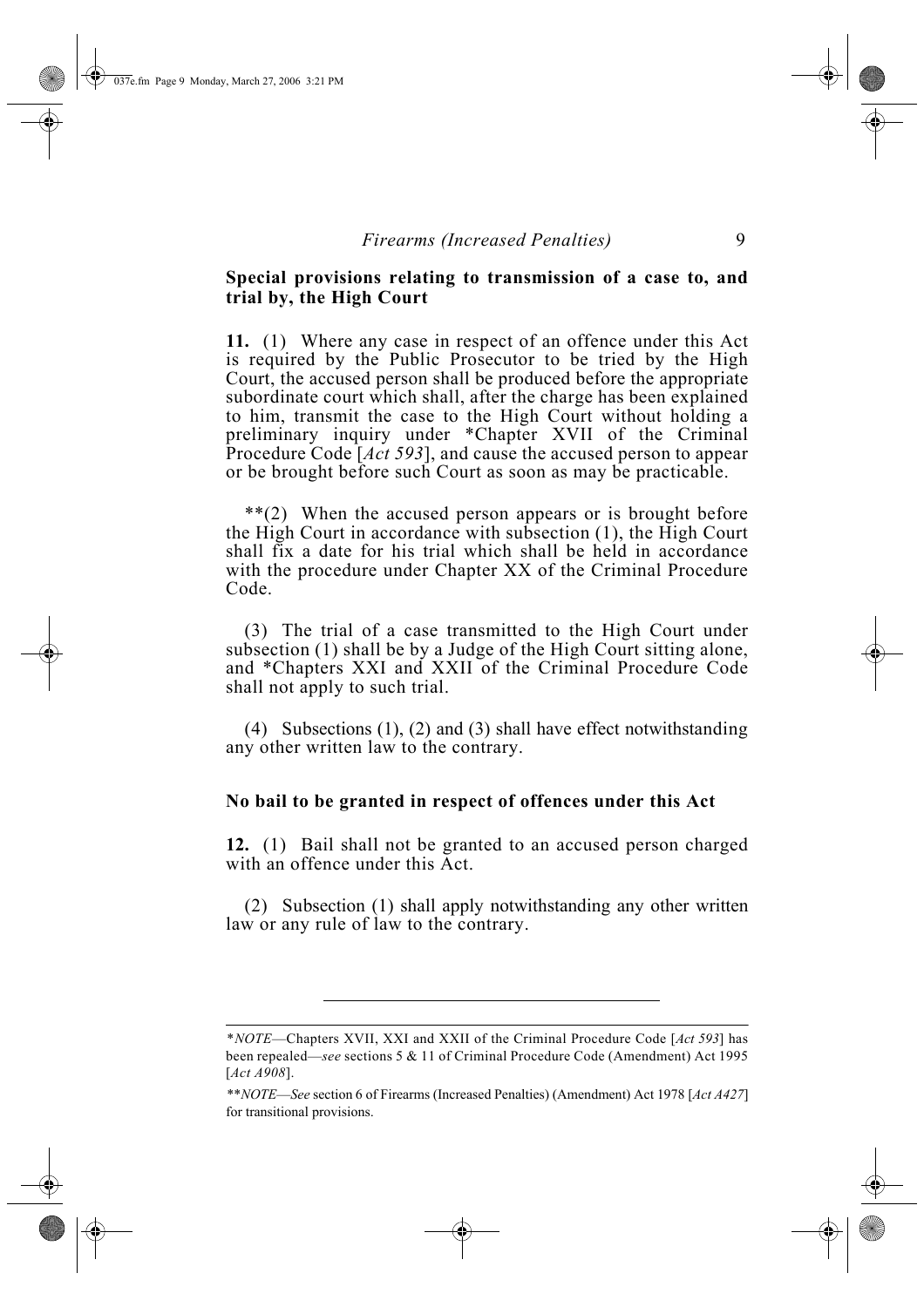### Special provisions relating to transmission of a case to, and trial by, the High Court

**11.** (1) Where any case in respect of an offence under this Act is required by the Public Prosecutor to be tried by the High Court, the accused person shall be produced before the appropriate subordinate court which shall, after the charge has been explained to him, transmit the case to the High Court without holding a preliminary inquiry under *Chapter XVII of the Criminal Procedure Code [*Act 593*], and cause the accused person to appear or be brought before such Court as soon as may be practicable.

**(2) When the accused person appears or is brought before the High Court in accordance with subsection (1), the High Court shall fix a date for his trial which shall be held in accordance with the procedure under Chapter XX of the Criminal Procedure Code.

(3) The trial of a case transmitted to the High Court under subsection (1) shall be by a Judge of the High Court sitting alone, and *Chapters XXI and XXII of the Criminal Procedure Code shall not apply to such trial.

(4) Subsections (1), (2) and (3) shall have effect notwithstanding any other written law to the contrary.

### No bail to be granted in respect of offences under this Act

**12.** (1) Bail shall not be granted to an accused person charged with an offence under this Act.

(2) Subsection (1) shall apply notwithstanding any other written law or any rule of law to the contrary.

---

**NOTE*—Chapters XVII, XXI and XXII of the Criminal Procedure Code [*Act 593*] has been repealed—*see* sections 5 & 11 of Criminal Procedure Code (Amendment) Act 1995 [*Act A908*].

***NOTE—See* section 6 of Firearms (Increased Penalties) (Amendment) Act 1978 [*Act A427*] for transitional provisions.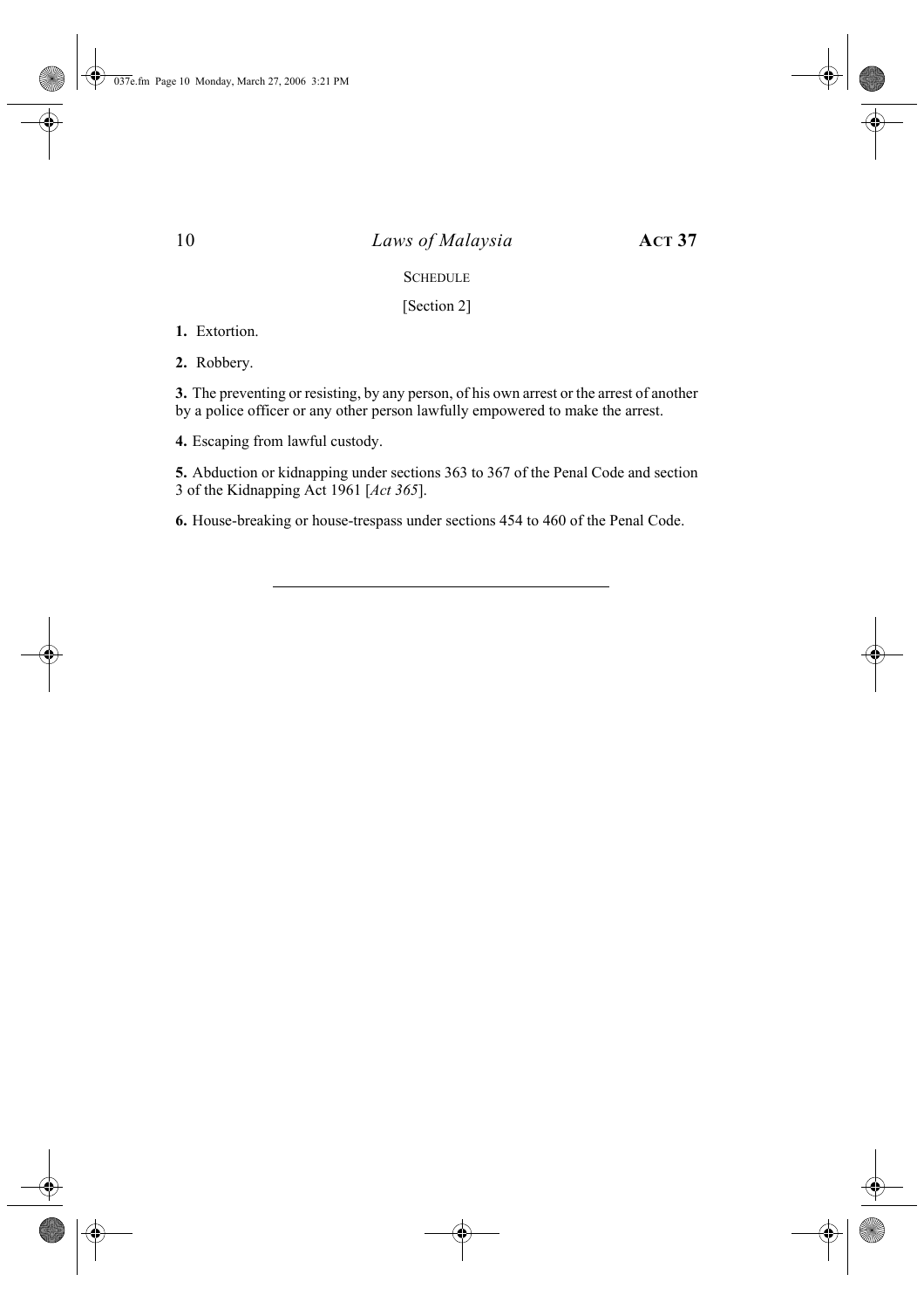## SCHEDULE

[Section 2]

**1.** Extortion.

**2.** Robbery.

**3.** The preventing or resisting, by any person, of his own arrest or the arrest of another by a police officer or any other person lawfully empowered to make the arrest.

**4.** Escaping from lawful custody.

**5.** Abduction or kidnapping under sections 363 to 367 of the Penal Code and section 3 of the Kidnapping Act 1961 [*Act 365*].

**6.** House-breaking or house-trespass under sections 454 to 460 of the Penal Code.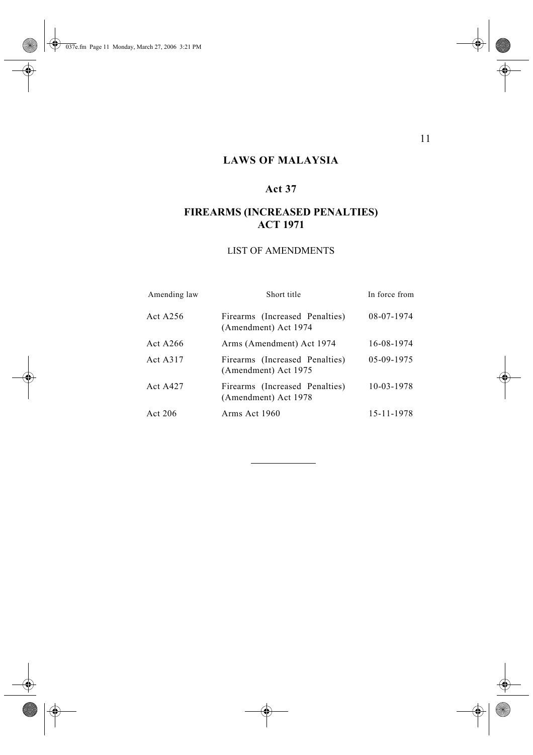# LAWS OF MALAYSIA

## Act 37

## FIREARMS (INCREASED PENALTIES) ACT 1971

LIST OF AMENDMENTS

| Amending law | Short title | In force from |
| --- | --- | --- |
| Act A256 | Firearms (Increased Penalties) (Amendment) Act 1974 | 08-07-1974 |
| Act A266 | Arms (Amendment) Act 1974 | 16-08-1974 |
| Act A317 | Firearms (Increased Penalties) (Amendment) Act 1975 | 05-09-1975 |
| Act A427 | Firearms (Increased Penalties) (Amendment) Act 1978 | 10-03-1978 |
| Act 206 | Arms Act 1960 | 15-11-1978 |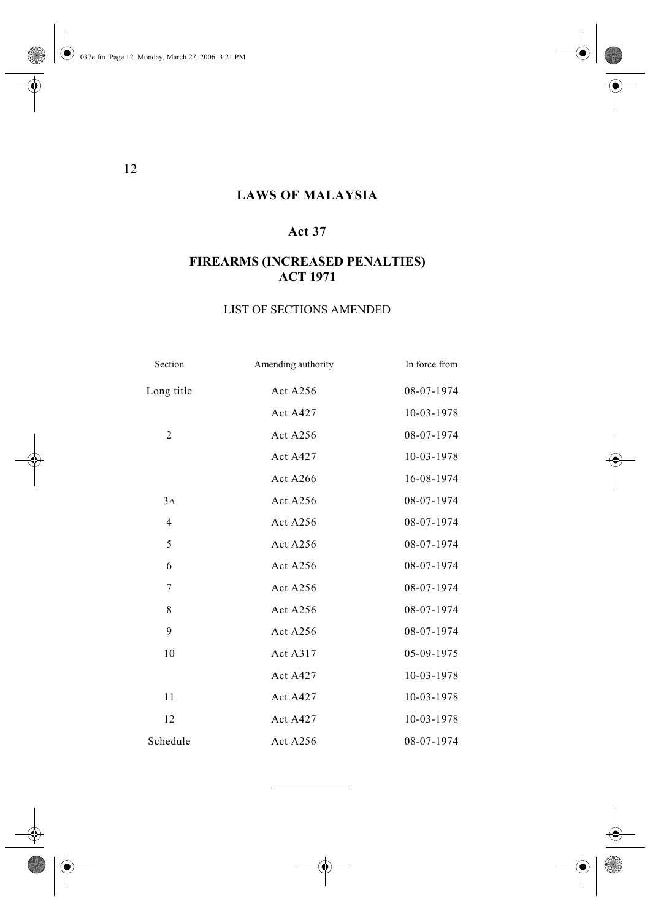# LAWS OF MALAYSIA

## Act 37

## FIREARMS (INCREASED PENALTIES) ACT 1971

### LIST OF SECTIONS AMENDED

| Section | Amending authority | In force from |
|---|---|---|
| Long title | Act A256 | 08-07-1974 |
| | Act A427 | 10-03-1978 |
| 2 | Act A256 | 08-07-1974 |
| | Act A427 | 10-03-1978 |
| | Act A266 | 16-08-1974 |
| 3A | Act A256 | 08-07-1974 |
| 4 | Act A256 | 08-07-1974 |
| 5 | Act A256 | 08-07-1974 |
| 6 | Act A256 | 08-07-1974 |
| 7 | Act A256 | 08-07-1974 |
| 8 | Act A256 | 08-07-1974 |
| 9 | Act A256 | 08-07-1974 |
| 10 | Act A317 | 05-09-1975 |
| | Act A427 | 10-03-1978 |
| 11 | Act A427 | 10-03-1978 |
| 12 | Act A427 | 10-03-1978 |
| Schedule | Act A256 | 08-07-1974 |